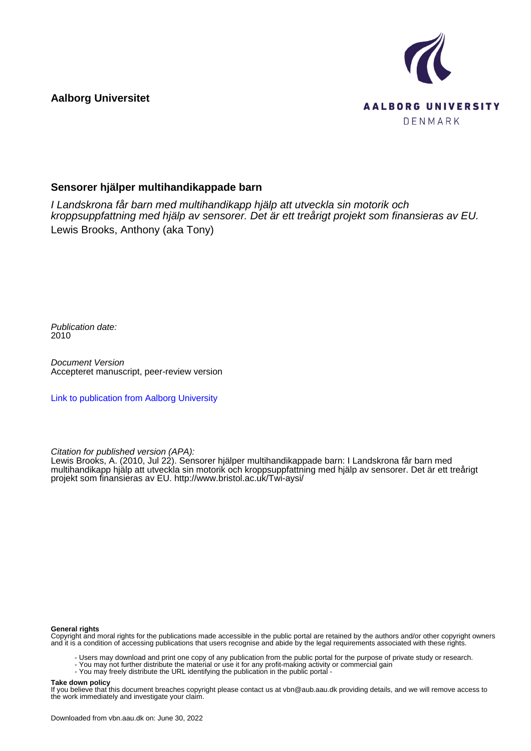**Aalborg Universitet**

AALBORG UNIVERSITY
DENMARK

## Sensorer hjälper multihandikappade barn

*I Landskrona får barn med multihandikapp hjälp att utveckla sin motorik och kroppsuppfattning med hjälp av sensorer. Det är ett treårigt projekt som finansieras av EU.*
Lewis Brooks, Anthony (aka Tony)

*Publication date:*
2010

*Document Version*
Accepteret manuscript, peer-review version

[Link to publication from Aalborg University](#)

*Citation for published version (APA):*
Lewis Brooks, A. (2010, Jul 22). Sensorer hjälper multihandikappade barn: I Landskrona får barn med multihandikapp hjälp att utveckla sin motorik och kroppsuppfattning med hjälp av sensorer. Det är ett treårigt projekt som finansieras av EU. http://www.bristol.ac.uk/Twi-aysi/

**General rights**
Copyright and moral rights for the publications made accessible in the public portal are retained by the authors and/or other copyright owners and it is a condition of accessing publications that users recognise and abide by the legal requirements associated with these rights.

- Users may download and print one copy of any publication from the public portal for the purpose of private study or research.
- You may not further distribute the material or use it for any profit-making activity or commercial gain
- You may freely distribute the URL identifying the publication in the public portal -

**Take down policy**
If you believe that this document breaches copyright please contact us at vbn@aub.aau.dk providing details, and we will remove access to the work immediately and investigate your claim.

Downloaded from vbn.aau.dk on: June 30, 2022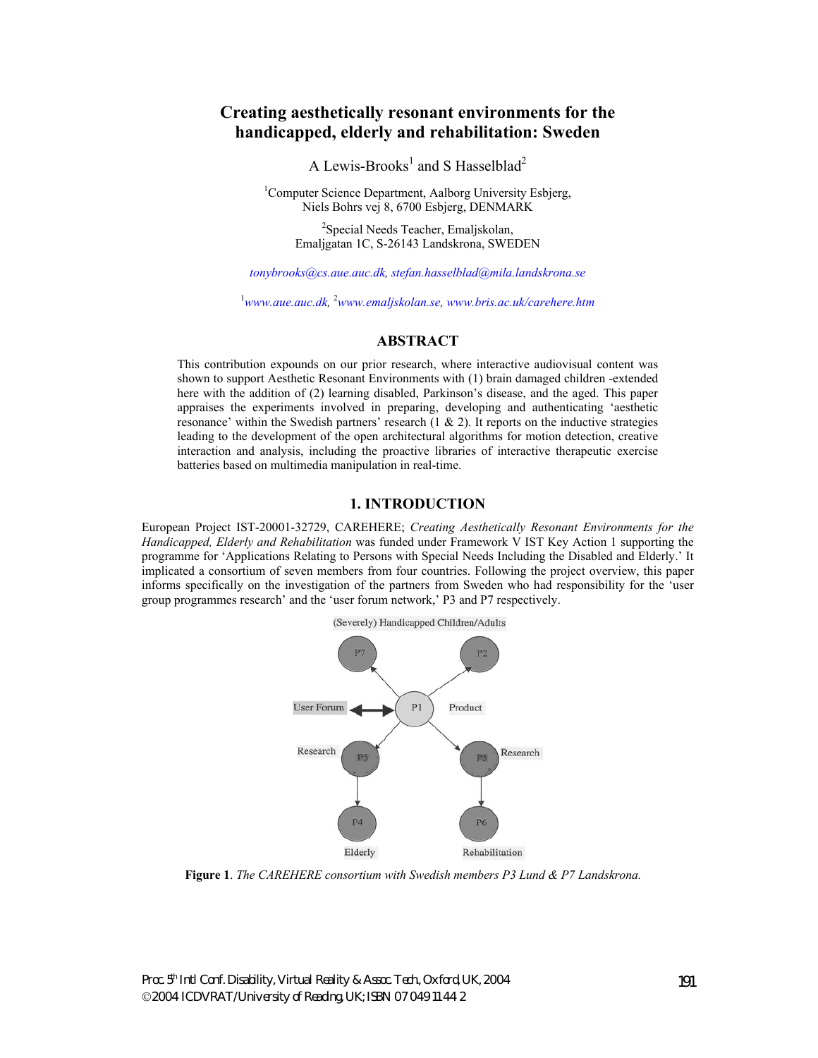# Creating aesthetically resonant environments for the handicapped, elderly and rehabilitation: Sweden

A Lewis-Brooks[1] and S Hasselblad[2]

[1]Computer Science Department, Aalborg University Esbjerg,
Niels Bohrs vej 8, 6700 Esbjerg, DENMARK

[2]Special Needs Teacher, Emaljskolan,
Emaljgatan 1C, S-26143 Landskrona, SWEDEN

*tonybrooks@cs.aue.auc.dk, stefan.hasselblad@mila.landskrona.se*

[1]*www.aue.auc.dk*, [2]*www.emaljskolan.se, www.bris.ac.uk/carehere.htm*

## ABSTRACT

This contribution expounds on our prior research, where interactive audiovisual content was shown to support Aesthetic Resonant Environments with (1) brain damaged children -extended here with the addition of (2) learning disabled, Parkinson's disease, and the aged. This paper appraises the experiments involved in preparing, developing and authenticating 'aesthetic resonance' within the Swedish partners' research (1 & 2). It reports on the inductive strategies leading to the development of the open architectural algorithms for motion detection, creative interaction and analysis, including the proactive libraries of interactive therapeutic exercise batteries based on multimedia manipulation in real-time.

## 1. INTRODUCTION

European Project IST-20001-32729, CAREHERE; *Creating Aesthetically Resonant Environments for the Handicapped, Elderly and Rehabilitation* was funded under Framework V IST Key Action 1 supporting the programme for 'Applications Relating to Persons with Special Needs Including the Disabled and Elderly.' It implicated a consortium of seven members from four countries. Following the project overview, this paper informs specifically on the investigation of the partners from Sweden who had responsibility for the 'user group programmes research' and the 'user forum network,' P3 and P7 respectively.

**Figure 1**. *The CAREHERE consortium with Swedish members P3 Lund & P7 Landskrona.*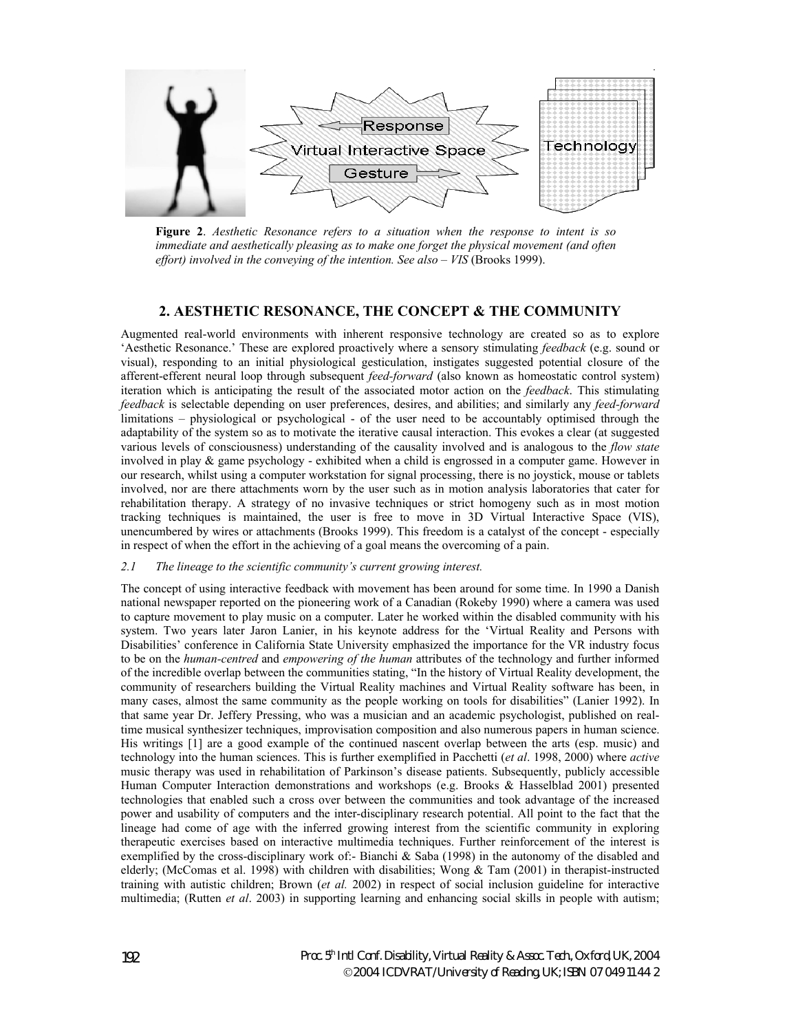**Figure 2**. *Aesthetic Resonance refers to a situation when the response to intent is so immediate and aesthetically pleasing as to make one forget the physical movement (and often effort) involved in the conveying of the intention. See also – VIS* (Brooks 1999).

## 2. AESTHETIC RESONANCE, THE CONCEPT & THE COMMUNITY

Augmented real-world environments with inherent responsive technology are created so as to explore 'Aesthetic Resonance.' These are explored proactively where a sensory stimulating *feedback* (e.g. sound or visual), responding to an initial physiological gesticulation, instigates suggested potential closure of the afferent-efferent neural loop through subsequent *feed-forward* (also known as homeostatic control system) iteration which is anticipating the result of the associated motor action on the *feedback*. This stimulating *feedback* is selectable depending on user preferences, desires, and abilities; and similarly any *feed-forward* limitations – physiological or psychological - of the user need to be accountably optimised through the adaptability of the system so as to motivate the iterative causal interaction. This evokes a clear (at suggested various levels of consciousness) understanding of the causality involved and is analogous to the *flow state* involved in play & game psychology - exhibited when a child is engrossed in a computer game. However in our research, whilst using a computer workstation for signal processing, there is no joystick, mouse or tablets involved, nor are there attachments worn by the user such as in motion analysis laboratories that cater for rehabilitation therapy. A strategy of no invasive techniques or strict homogeny such as in most motion tracking techniques is maintained, the user is free to move in 3D Virtual Interactive Space (VIS), unencumbered by wires or attachments (Brooks 1999). This freedom is a catalyst of the concept - especially in respect of when the effort in the achieving of a goal means the overcoming of a pain.

### *2.1 The lineage to the scientific community's current growing interest.*

The concept of using interactive feedback with movement has been around for some time. In 1990 a Danish national newspaper reported on the pioneering work of a Canadian (Rokeby 1990) where a camera was used to capture movement to play music on a computer. Later he worked within the disabled community with his system. Two years later Jaron Lanier, in his keynote address for the 'Virtual Reality and Persons with Disabilities' conference in California State University emphasized the importance for the VR industry focus to be on the *human-centred* and *empowering of the human* attributes of the technology and further informed of the incredible overlap between the communities stating, "In the history of Virtual Reality development, the community of researchers building the Virtual Reality machines and Virtual Reality software has been, in many cases, almost the same community as the people working on tools for disabilities" (Lanier 1992). In that same year Dr. Jeffery Pressing, who was a musician and an academic psychologist, published on real-time musical synthesizer techniques, improvisation composition and also numerous papers in human science. His writings [1] are a good example of the continued nascent overlap between the arts (esp. music) and technology into the human sciences. This is further exemplified in Pacchetti (*et al*. 1998, 2000) where *active* music therapy was used in rehabilitation of Parkinson's disease patients. Subsequently, publicly accessible Human Computer Interaction demonstrations and workshops (e.g. Brooks & Hasselblad 2001) presented technologies that enabled such a cross over between the communities and took advantage of the increased power and usability of computers and the inter-disciplinary research potential. All point to the fact that the lineage had come of age with the inferred growing interest from the scientific community in exploring therapeutic exercises based on interactive multimedia techniques. Further reinforcement of the interest is exemplified by the cross-disciplinary work of:- Bianchi & Saba (1998) in the autonomy of the disabled and elderly; (McComas et al. 1998) with children with disabilities; Wong & Tam (2001) in therapist-instructed training with autistic children; Brown (*et al.* 2002) in respect of social inclusion guideline for interactive multimedia; (Rutten *et al*. 2003) in supporting learning and enhancing social skills in people with autism;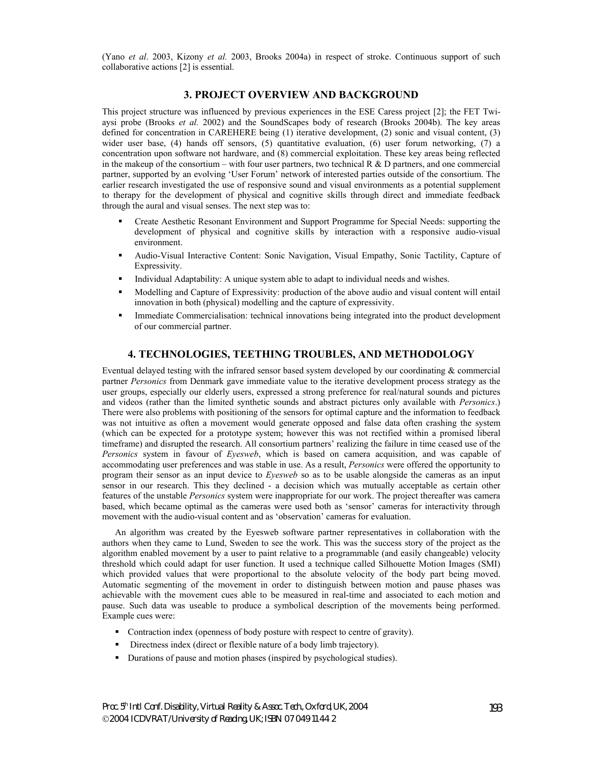(Yano *et al*. 2003, Kizony *et al.* 2003, Brooks 2004a) in respect of stroke. Continuous support of such collaborative actions [2] is essential.

## 3. PROJECT OVERVIEW AND BACKGROUND

This project structure was influenced by previous experiences in the ESE Caress project [2]; the FET Twi-aysi probe (Brooks *et al.* 2002) and the SoundScapes body of research (Brooks 2004b). The key areas defined for concentration in CAREHERE being (1) iterative development, (2) sonic and visual content, (3) wider user base, (4) hands off sensors, (5) quantitative evaluation, (6) user forum networking, (7) a concentration upon software not hardware, and (8) commercial exploitation. These key areas being reflected in the makeup of the consortium – with four user partners, two technical R & D partners, and one commercial partner, supported by an evolving 'User Forum' network of interested parties outside of the consortium. The earlier research investigated the use of responsive sound and visual environments as a potential supplement to therapy for the development of physical and cognitive skills through direct and immediate feedback through the aural and visual senses. The next step was to:

- Create Aesthetic Resonant Environment and Support Programme for Special Needs: supporting the development of physical and cognitive skills by interaction with a responsive audio-visual environment.
- Audio-Visual Interactive Content: Sonic Navigation, Visual Empathy, Sonic Tactility, Capture of Expressivity.
- Individual Adaptability: A unique system able to adapt to individual needs and wishes.
- Modelling and Capture of Expressivity: production of the above audio and visual content will entail innovation in both (physical) modelling and the capture of expressivity.
- Immediate Commercialisation: technical innovations being integrated into the product development of our commercial partner.

## 4. TECHNOLOGIES, TEETHING TROUBLES, AND METHODOLOGY

Eventual delayed testing with the infrared sensor based system developed by our coordinating & commercial partner *Personics* from Denmark gave immediate value to the iterative development process strategy as the user groups, especially our elderly users, expressed a strong preference for real/natural sounds and pictures and videos (rather than the limited synthetic sounds and abstract pictures only available with *Personics*.) There were also problems with positioning of the sensors for optimal capture and the information to feedback was not intuitive as often a movement would generate opposed and false data often crashing the system (which can be expected for a prototype system; however this was not rectified within a promised liberal timeframe) and disrupted the research. All consortium partners' realizing the failure in time ceased use of the *Personics* system in favour of *Eyesweb*, which is based on camera acquisition, and was capable of accommodating user preferences and was stable in use. As a result, *Personics* were offered the opportunity to program their sensor as an input device to *Eyesweb* so as to be usable alongside the cameras as an input sensor in our research. This they declined - a decision which was mutually acceptable as certain other features of the unstable *Personics* system were inappropriate for our work. The project thereafter was camera based, which became optimal as the cameras were used both as 'sensor' cameras for interactivity through movement with the audio-visual content and as 'observation' cameras for evaluation.

An algorithm was created by the Eyesweb software partner representatives in collaboration with the authors when they came to Lund, Sweden to see the work. This was the success story of the project as the algorithm enabled movement by a user to paint relative to a programmable (and easily changeable) velocity threshold which could adapt for user function. It used a technique called Silhouette Motion Images (SMI) which provided values that were proportional to the absolute velocity of the body part being moved. Automatic segmenting of the movement in order to distinguish between motion and pause phases was achievable with the movement cues able to be measured in real-time and associated to each motion and pause. Such data was useable to produce a symbolical description of the movements being performed. Example cues were:

- Contraction index (openness of body posture with respect to centre of gravity).
- Directness index (direct or flexible nature of a body limb trajectory).
- Durations of pause and motion phases (inspired by psychological studies).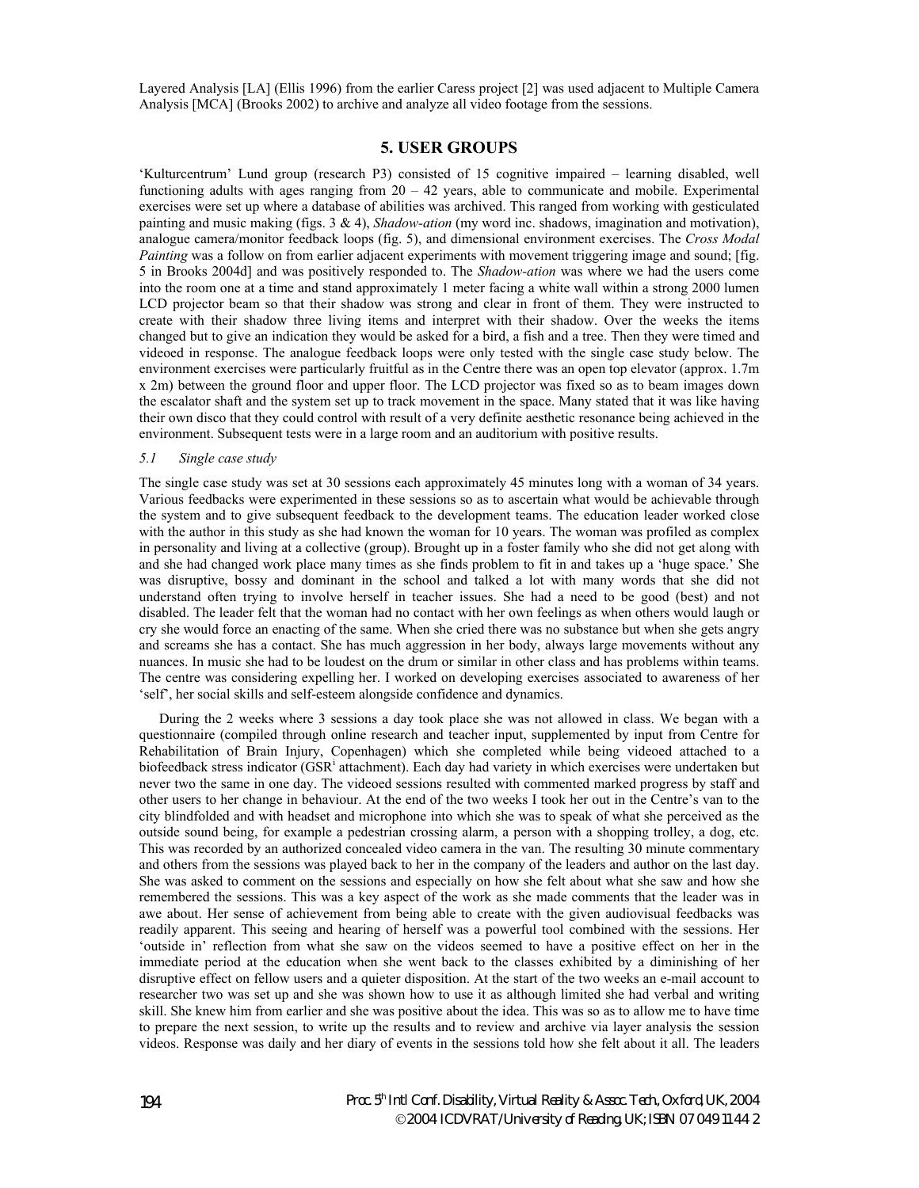Layered Analysis [LA] (Ellis 1996) from the earlier Caress project [2] was used adjacent to Multiple Camera Analysis [MCA] (Brooks 2002) to archive and analyze all video footage from the sessions.

## 5. USER GROUPS

'Kulturcentrum' Lund group (research P3) consisted of 15 cognitive impaired – learning disabled, well functioning adults with ages ranging from 20 – 42 years, able to communicate and mobile. Experimental exercises were set up where a database of abilities was archived. This ranged from working with gesticulated painting and music making (figs. 3 & 4), *Shadow-ation* (my word inc. shadows, imagination and motivation), analogue camera/monitor feedback loops (fig. 5), and dimensional environment exercises. The *Cross Modal Painting* was a follow on from earlier adjacent experiments with movement triggering image and sound; [fig. 5 in Brooks 2004d] and was positively responded to. The *Shadow-ation* was where we had the users come into the room one at a time and stand approximately 1 meter facing a white wall within a strong 2000 lumen LCD projector beam so that their shadow was strong and clear in front of them. They were instructed to create with their shadow three living items and interpret with their shadow. Over the weeks the items changed but to give an indication they would be asked for a bird, a fish and a tree. Then they were timed and videoed in response. The analogue feedback loops were only tested with the single case study below. The environment exercises were particularly fruitful as in the Centre there was an open top elevator (approx. 1.7m x 2m) between the ground floor and upper floor. The LCD projector was fixed so as to beam images down the escalator shaft and the system set up to track movement in the space. Many stated that it was like having their own disco that they could control with result of a very definite aesthetic resonance being achieved in the environment. Subsequent tests were in a large room and an auditorium with positive results.

### *5.1 Single case study*

The single case study was set at 30 sessions each approximately 45 minutes long with a woman of 34 years. Various feedbacks were experimented in these sessions so as to ascertain what would be achievable through the system and to give subsequent feedback to the development teams. The education leader worked close with the author in this study as she had known the woman for 10 years. The woman was profiled as complex in personality and living at a collective (group). Brought up in a foster family who she did not get along with and she had changed work place many times as she finds problem to fit in and takes up a 'huge space.' She was disruptive, bossy and dominant in the school and talked a lot with many words that she did not understand often trying to involve herself in teacher issues. She had a need to be good (best) and not disabled. The leader felt that the woman had no contact with her own feelings as when others would laugh or cry she would force an enacting of the same. When she cried there was no substance but when she gets angry and screams she has a contact. She has much aggression in her body, always large movements without any nuances. In music she had to be loudest on the drum or similar in other class and has problems within teams. The centre was considering expelling her. I worked on developing exercises associated to awareness of her 'self', her social skills and self-esteem alongside confidence and dynamics.

During the 2 weeks where 3 sessions a day took place she was not allowed in class. We began with a questionnaire (compiled through online research and teacher input, supplemented by input from Centre for Rehabilitation of Brain Injury, Copenhagen) which she completed while being videoed attached to a biofeedback stress indicator (GSR[i] attachment). Each day had variety in which exercises were undertaken but never two the same in one day. The videoed sessions resulted with commented marked progress by staff and other users to her change in behaviour. At the end of the two weeks I took her out in the Centre's van to the city blindfolded and with headset and microphone into which she was to speak of what she perceived as the outside sound being, for example a pedestrian crossing alarm, a person with a shopping trolley, a dog, etc. This was recorded by an authorized concealed video camera in the van. The resulting 30 minute commentary and others from the sessions was played back to her in the company of the leaders and author on the last day. She was asked to comment on the sessions and especially on how she felt about what she saw and how she remembered the sessions. This was a key aspect of the work as she made comments that the leader was in awe about. Her sense of achievement from being able to create with the given audiovisual feedbacks was readily apparent. This seeing and hearing of herself was a powerful tool combined with the sessions. Her 'outside in' reflection from what she saw on the videos seemed to have a positive effect on her in the immediate period at the education when she went back to the classes exhibited by a diminishing of her disruptive effect on fellow users and a quieter disposition. At the start of the two weeks an e-mail account to researcher two was set up and she was shown how to use it as although limited she had verbal and writing skill. She knew him from earlier and she was positive about the idea. This was so as to allow me to have time to prepare the next session, to write up the results and to review and archive via layer analysis the session videos. Response was daily and her diary of events in the sessions told how she felt about it all. The leaders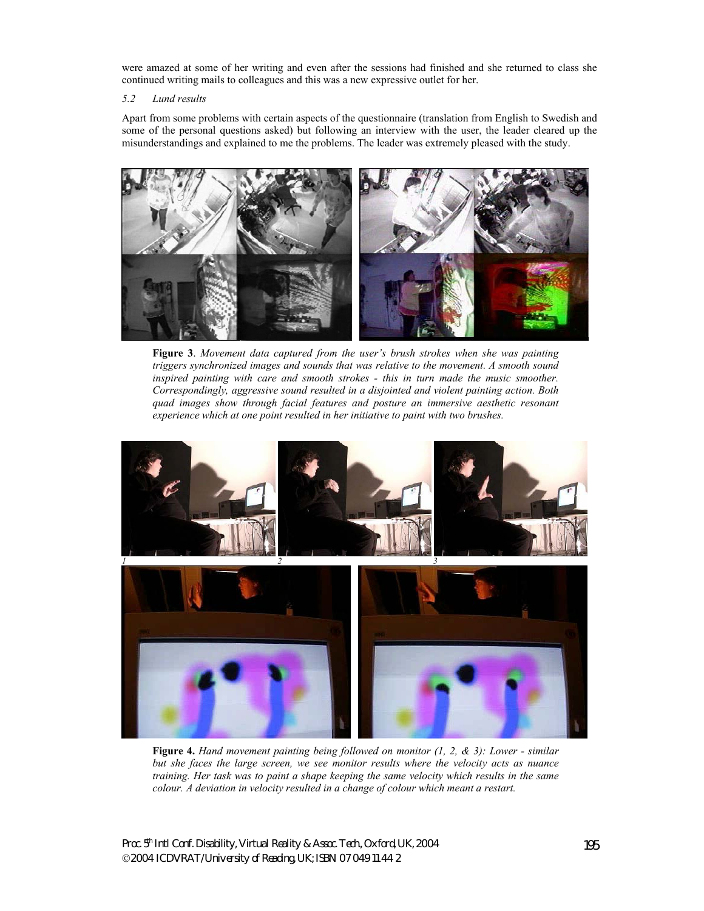were amazed at some of her writing and even after the sessions had finished and she returned to class she continued writing mails to colleagues and this was a new expressive outlet for her.

### *5.2 Lund results*

Apart from some problems with certain aspects of the questionnaire (translation from English to Swedish and some of the personal questions asked) but following an interview with the user, the leader cleared up the misunderstandings and explained to me the problems. The leader was extremely pleased with the study.

**Figure 3**. *Movement data captured from the user's brush strokes when she was painting triggers synchronized images and sounds that was relative to the movement. A smooth sound inspired painting with care and smooth strokes - this in turn made the music smoother. Correspondingly, aggressive sound resulted in a disjointed and violent painting action. Both quad images show through facial features and posture an immersive aesthetic resonant experience which at one point resulted in her initiative to paint with two brushes.*

**Figure 4.** *Hand movement painting being followed on monitor (1, 2, & 3): Lower - similar but she faces the large screen, we see monitor results where the velocity acts as nuance training. Her task was to paint a shape keeping the same velocity which results in the same colour. A deviation in velocity resulted in a change of colour which meant a restart.*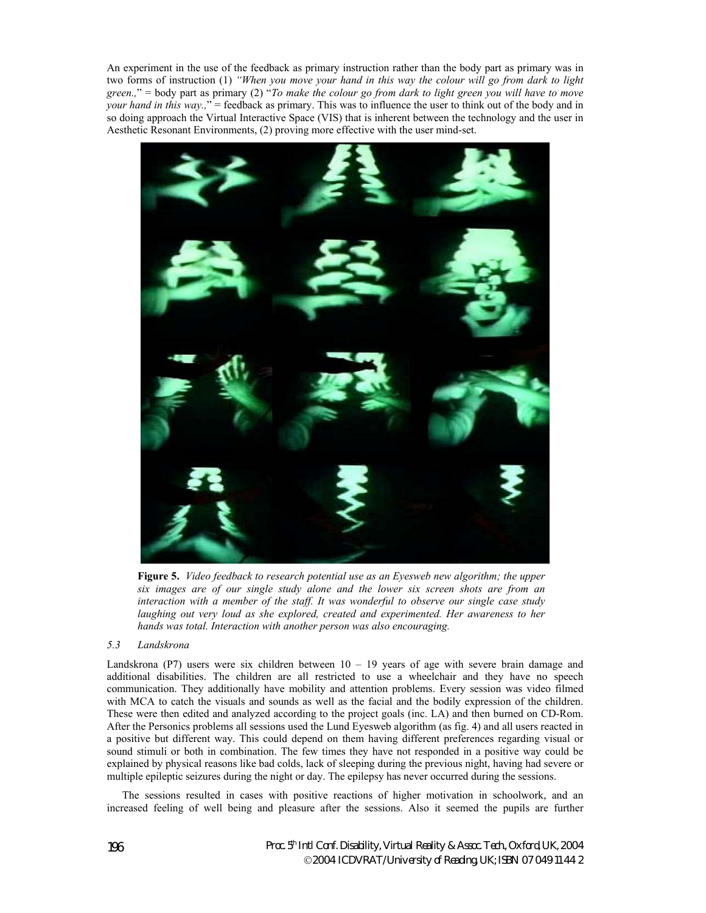An experiment in the use of the feedback as primary instruction rather than the body part as primary was in two forms of instruction (1) *"When you move your hand in this way the colour will go from dark to light green.,"* = body part as primary (2) "*To make the colour go from dark to light green you will have to move your hand in this way.,*" = feedback as primary. This was to influence the user to think out of the body and in so doing approach the Virtual Interactive Space (VIS) that is inherent between the technology and the user in Aesthetic Resonant Environments, (2) proving more effective with the user mind-set.

**Figure 5.** *Video feedback to research potential use as an Eyesweb new algorithm; the upper six images are of our single study alone and the lower six screen shots are from an interaction with a member of the staff. It was wonderful to observe our single case study laughing out very loud as she explored, created and experimented. Her awareness to her hands was total. Interaction with another person was also encouraging.*

### *5.3 Landskrona*

Landskrona (P7) users were six children between 10 – 19 years of age with severe brain damage and additional disabilities. The children are all restricted to use a wheelchair and they have no speech communication. They additionally have mobility and attention problems. Every session was video filmed with MCA to catch the visuals and sounds as well as the facial and the bodily expression of the children. These were then edited and analyzed according to the project goals (inc. LA) and then burned on CD-Rom. After the Personics problems all sessions used the Lund Eyesweb algorithm (as fig. 4) and all users reacted in a positive but different way. This could depend on them having different preferences regarding visual or sound stimuli or both in combination. The few times they have not responded in a positive way could be explained by physical reasons like bad colds, lack of sleeping during the previous night, having had severe or multiple epileptic seizures during the night or day. The epilepsy has never occurred during the sessions.

The sessions resulted in cases with positive reactions of higher motivation in schoolwork, and an increased feeling of well being and pleasure after the sessions. Also it seemed the pupils are further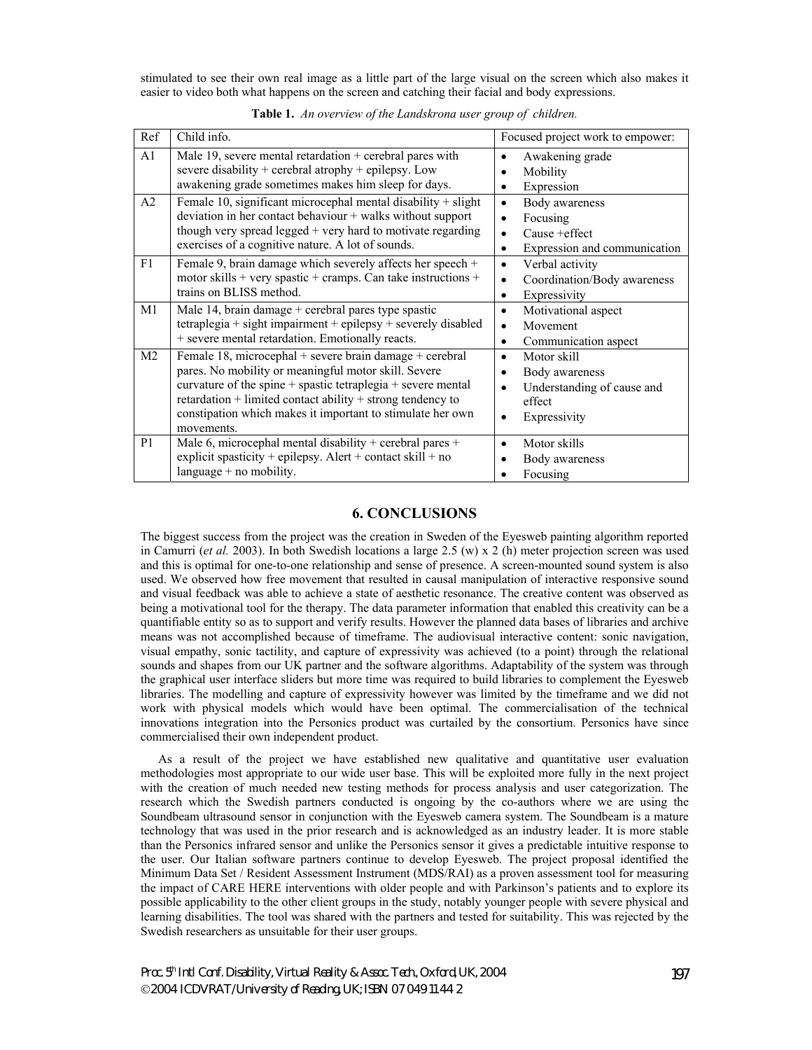stimulated to see their own real image as a little part of the large visual on the screen which also makes it easier to video both what happens on the screen and catching their facial and body expressions.

**Table 1.** *An overview of the Landskrona user group of children.*

| Ref | Child info. | Focused project work to empower: |
|---|---|---|
| A1 | Male 19, severe mental retardation + cerebral pares with severe disability + cerebral atrophy + epilepsy. Low awakening grade sometimes makes him sleep for days. | • Awakening grade<br>• Mobility<br>• Expression |
| A2 | Female 10, significant microcephal mental disability + slight deviation in her contact behaviour + walks without support though very spread legged + very hard to motivate regarding exercises of a cognitive nature. A lot of sounds. | • Body awareness<br>• Focusing<br>• Cause +effect<br>• Expression and communication |
| F1 | Female 9, brain damage which severely affects her speech + motor skills + very spastic + cramps. Can take instructions + trains on BLISS method. | • Verbal activity<br>• Coordination/Body awareness<br>• Expressivity |
| M1 | Male 14, brain damage + cerebral pares type spastic tetraplegia + sight impairment + epilepsy + severely disabled + severe mental retardation. Emotionally reacts. | • Motivational aspect<br>• Movement<br>• Communication aspect |
| M2 | Female 18, microcephal + severe brain damage + cerebral pares. No mobility or meaningful motor skill. Severe curvature of the spine + spastic tetraplegia + severe mental retardation + limited contact ability + strong tendency to constipation which makes it important to stimulate her own movements. | • Motor skill<br>• Body awareness<br>• Understanding of cause and effect<br>• Expressivity |
| P1 | Male 6, microcephal mental disability + cerebral pares + explicit spasticity + epilepsy. Alert + contact skill + no language + no mobility. | • Motor skills<br>• Body awareness<br>• Focusing |

## 6. CONCLUSIONS

The biggest success from the project was the creation in Sweden of the Eyesweb painting algorithm reported in Camurri (*et al.* 2003). In both Swedish locations a large 2.5 (w) x 2 (h) meter projection screen was used and this is optimal for one-to-one relationship and sense of presence. A screen-mounted sound system is also used. We observed how free movement that resulted in causal manipulation of interactive responsive sound and visual feedback was able to achieve a state of aesthetic resonance. The creative content was observed as being a motivational tool for the therapy. The data parameter information that enabled this creativity can be a quantifiable entity so as to support and verify results. However the planned data bases of libraries and archive means was not accomplished because of timeframe. The audiovisual interactive content: sonic navigation, visual empathy, sonic tactility, and capture of expressivity was achieved (to a point) through the relational sounds and shapes from our UK partner and the software algorithms. Adaptability of the system was through the graphical user interface sliders but more time was required to build libraries to complement the Eyesweb libraries. The modelling and capture of expressivity however was limited by the timeframe and we did not work with physical models which would have been optimal. The commercialisation of the technical innovations integration into the Personics product was curtailed by the consortium. Personics have since commercialised their own independent product.

As a result of the project we have established new qualitative and quantitative user evaluation methodologies most appropriate to our wide user base. This will be exploited more fully in the next project with the creation of much needed new testing methods for process analysis and user categorization. The research which the Swedish partners conducted is ongoing by the co-authors where we are using the Soundbeam ultrasound sensor in conjunction with the Eyesweb camera system. The Soundbeam is a mature technology that was used in the prior research and is acknowledged as an industry leader. It is more stable than the Personics infrared sensor and unlike the Personics sensor it gives a predictable intuitive response to the user. Our Italian software partners continue to develop Eyesweb. The project proposal identified the Minimum Data Set / Resident Assessment Instrument (MDS/RAI) as a proven assessment tool for measuring the impact of CARE HERE interventions with older people and with Parkinson's patients and to explore its possible applicability to the other client groups in the study, notably younger people with severe physical and learning disabilities. The tool was shared with the partners and tested for suitability. This was rejected by the Swedish researchers as unsuitable for their user groups.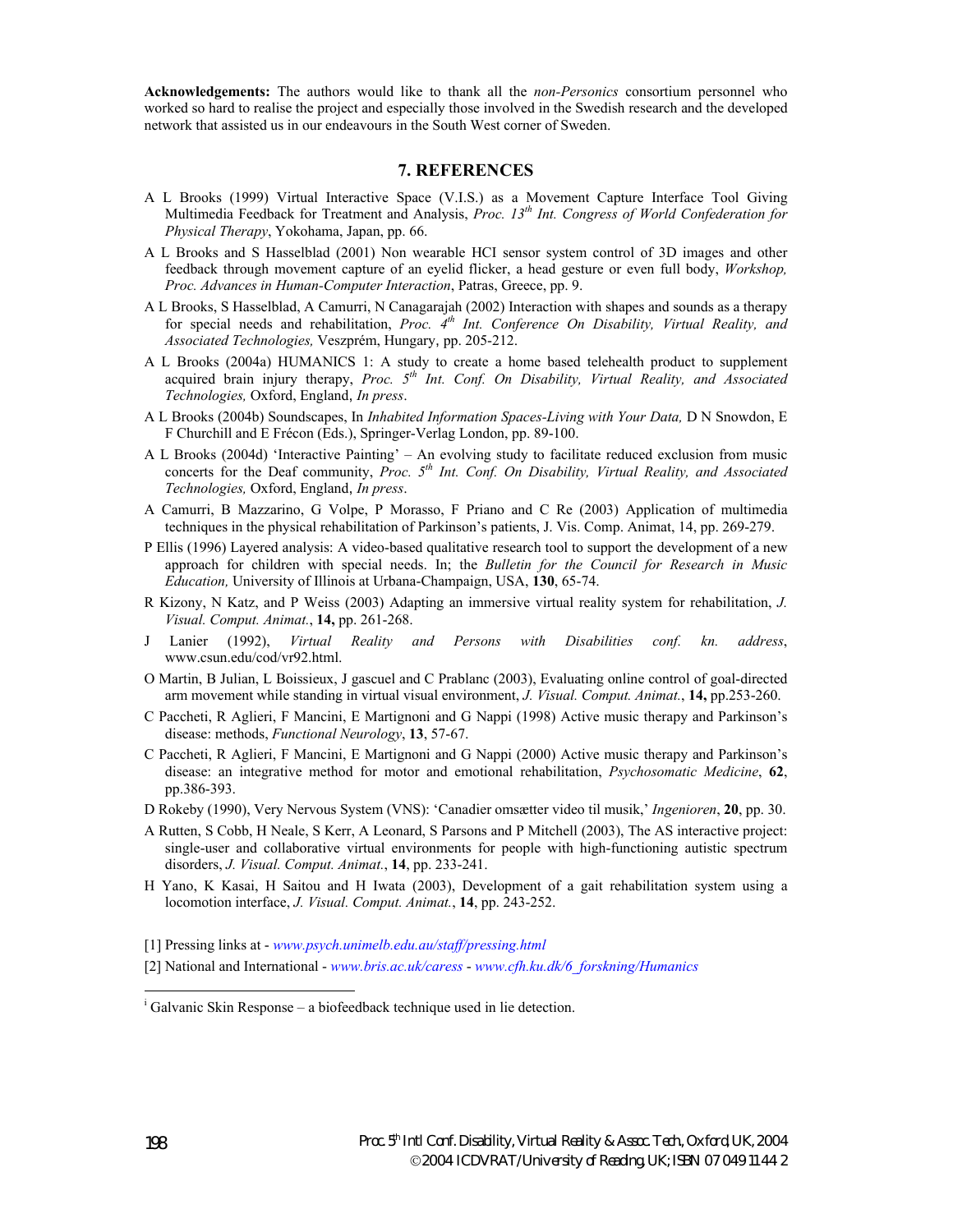**Acknowledgements:** The authors would like to thank all the *non-Personics* consortium personnel who worked so hard to realise the project and especially those involved in the Swedish research and the developed network that assisted us in our endeavours in the South West corner of Sweden.

## 7. REFERENCES

A L Brooks (1999) Virtual Interactive Space (V.I.S.) as a Movement Capture Interface Tool Giving Multimedia Feedback for Treatment and Analysis, *Proc. 13th Int. Congress of World Confederation for Physical Therapy*, Yokohama, Japan, pp. 66.

A L Brooks and S Hasselblad (2001) Non wearable HCI sensor system control of 3D images and other feedback through movement capture of an eyelid flicker, a head gesture or even full body, *Workshop, Proc. Advances in Human-Computer Interaction*, Patras, Greece, pp. 9.

A L Brooks, S Hasselblad, A Camurri, N Canagarajah (2002) Interaction with shapes and sounds as a therapy for special needs and rehabilitation, *Proc. 4th Int. Conference On Disability, Virtual Reality, and Associated Technologies,* Veszprém, Hungary, pp. 205-212.

A L Brooks (2004a) HUMANICS 1: A study to create a home based telehealth product to supplement acquired brain injury therapy, *Proc. 5th Int. Conf. On Disability, Virtual Reality, and Associated Technologies,* Oxford, England, *In press*.

A L Brooks (2004b) Soundscapes, In *Inhabited Information Spaces-Living with Your Data,* D N Snowdon, E F Churchill and E Frécon (Eds.), Springer-Verlag London, pp. 89-100.

A L Brooks (2004d) 'Interactive Painting' – An evolving study to facilitate reduced exclusion from music concerts for the Deaf community, *Proc. 5th Int. Conf. On Disability, Virtual Reality, and Associated Technologies,* Oxford, England, *In press*.

A Camurri, B Mazzarino, G Volpe, P Morasso, F Priano and C Re (2003) Application of multimedia techniques in the physical rehabilitation of Parkinson's patients, J. Vis. Comp. Animat, 14, pp. 269-279.

P Ellis (1996) Layered analysis: A video-based qualitative research tool to support the development of a new approach for children with special needs. In; the *Bulletin for the Council for Research in Music Education,* University of Illinois at Urbana-Champaign, USA, **130**, 65-74.

R Kizony, N Katz, and P Weiss (2003) Adapting an immersive virtual reality system for rehabilitation, *J. Visual. Comput. Animat.*, **14,** pp. 261-268.

J Lanier (1992), *Virtual Reality and Persons with Disabilities conf. kn. address*, www.csun.edu/cod/vr92.html.

O Martin, B Julian, L Boissieux, J gascuel and C Prablanc (2003), Evaluating online control of goal-directed arm movement while standing in virtual visual environment, *J. Visual. Comput. Animat.*, **14,** pp.253-260.

C Paccheti, R Aglieri, F Mancini, E Martignoni and G Nappi (1998) Active music therapy and Parkinson's disease: methods, *Functional Neurology*, **13**, 57-67.

C Paccheti, R Aglieri, F Mancini, E Martignoni and G Nappi (2000) Active music therapy and Parkinson's disease: an integrative method for motor and emotional rehabilitation, *Psychosomatic Medicine*, **62**, pp.386-393.

D Rokeby (1990), Very Nervous System (VNS): 'Canadier omsætter video til musik,' *Ingenioren*, **20**, pp. 30.

A Rutten, S Cobb, H Neale, S Kerr, A Leonard, S Parsons and P Mitchell (2003), The AS interactive project: single-user and collaborative virtual environments for people with high-functioning autistic spectrum disorders, *J. Visual. Comput. Animat.*, **14**, pp. 233-241.

H Yano, K Kasai, H Saitou and H Iwata (2003), Development of a gait rehabilitation system using a locomotion interface, *J. Visual. Comput. Animat.*, **14**, pp. 243-252.

[1] Pressing links at - *www.psych.unimelb.edu.au/staff/pressing.html*

[2] National and International - *www.bris.ac.uk/caress* - *www.cfh.ku.dk/6_forskning/Humanics*

[i] Galvanic Skin Response – a biofeedback technique used in lie detection.